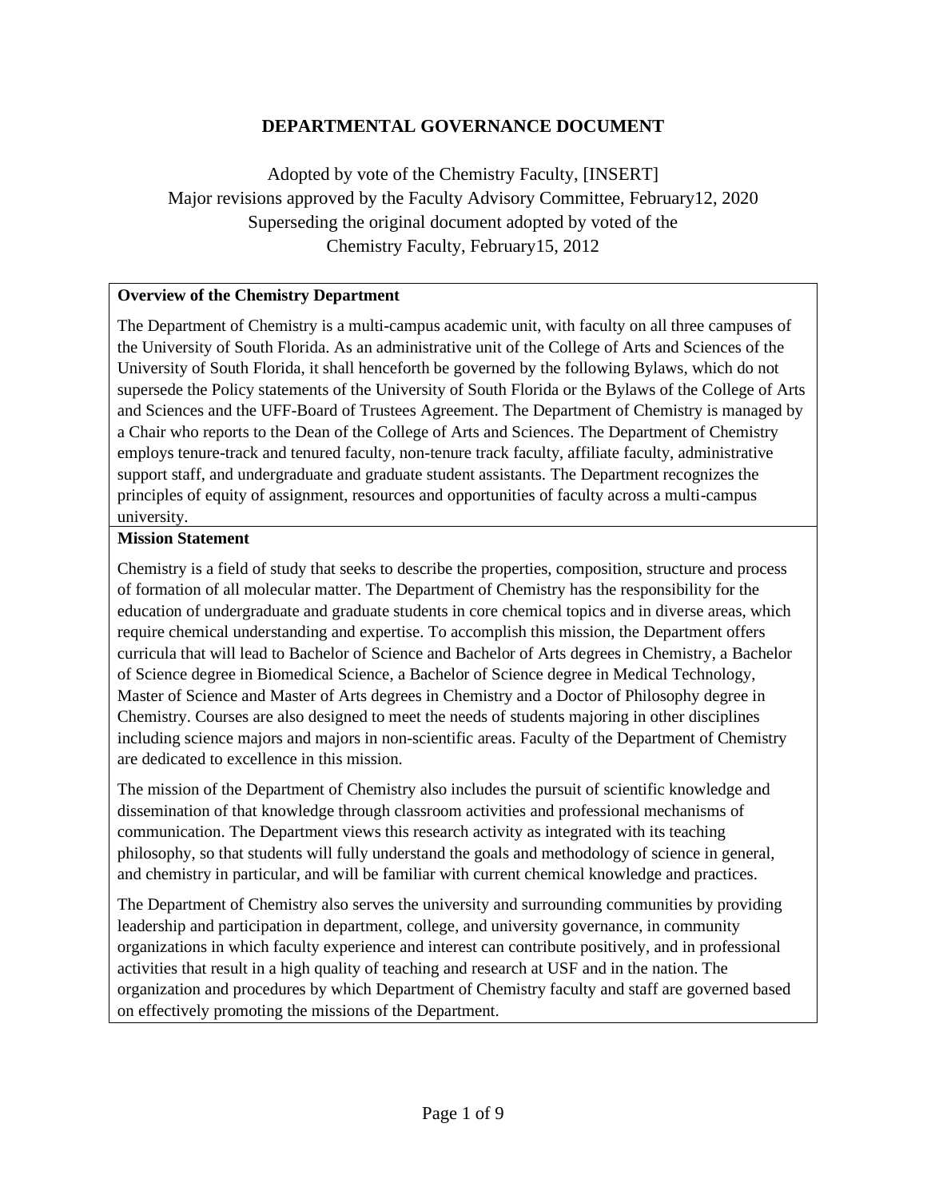# DEPARTMENTAL GOVERNANCE DOCUMENT

Adopted by vote of the Chemistry Faculty, [INSERT]
Major revisions approved by the Faculty Advisory Committee, February12, 2020
Superseding the original document adopted by voted of the
Chemistry Faculty, February15, 2012

## Overview of the Chemistry Department

The Department of Chemistry is a multi-campus academic unit, with faculty on all three campuses of the University of South Florida. As an administrative unit of the College of Arts and Sciences of the University of South Florida, it shall henceforth be governed by the following Bylaws, which do not supersede the Policy statements of the University of South Florida or the Bylaws of the College of Arts and Sciences and the UFF-Board of Trustees Agreement. The Department of Chemistry is managed by a Chair who reports to the Dean of the College of Arts and Sciences. The Department of Chemistry employs tenure-track and tenured faculty, non-tenure track faculty, affiliate faculty, administrative support staff, and undergraduate and graduate student assistants. The Department recognizes the principles of equity of assignment, resources and opportunities of faculty across a multi-campus university.

## Mission Statement

Chemistry is a field of study that seeks to describe the properties, composition, structure and process of formation of all molecular matter. The Department of Chemistry has the responsibility for the education of undergraduate and graduate students in core chemical topics and in diverse areas, which require chemical understanding and expertise. To accomplish this mission, the Department offers curricula that will lead to Bachelor of Science and Bachelor of Arts degrees in Chemistry, a Bachelor of Science degree in Biomedical Science, a Bachelor of Science degree in Medical Technology, Master of Science and Master of Arts degrees in Chemistry and a Doctor of Philosophy degree in Chemistry. Courses are also designed to meet the needs of students majoring in other disciplines including science majors and majors in non-scientific areas. Faculty of the Department of Chemistry are dedicated to excellence in this mission.

The mission of the Department of Chemistry also includes the pursuit of scientific knowledge and dissemination of that knowledge through classroom activities and professional mechanisms of communication. The Department views this research activity as integrated with its teaching philosophy, so that students will fully understand the goals and methodology of science in general, and chemistry in particular, and will be familiar with current chemical knowledge and practices.

The Department of Chemistry also serves the university and surrounding communities by providing leadership and participation in department, college, and university governance, in community organizations in which faculty experience and interest can contribute positively, and in professional activities that result in a high quality of teaching and research at USF and in the nation. The organization and procedures by which Department of Chemistry faculty and staff are governed based on effectively promoting the missions of the Department.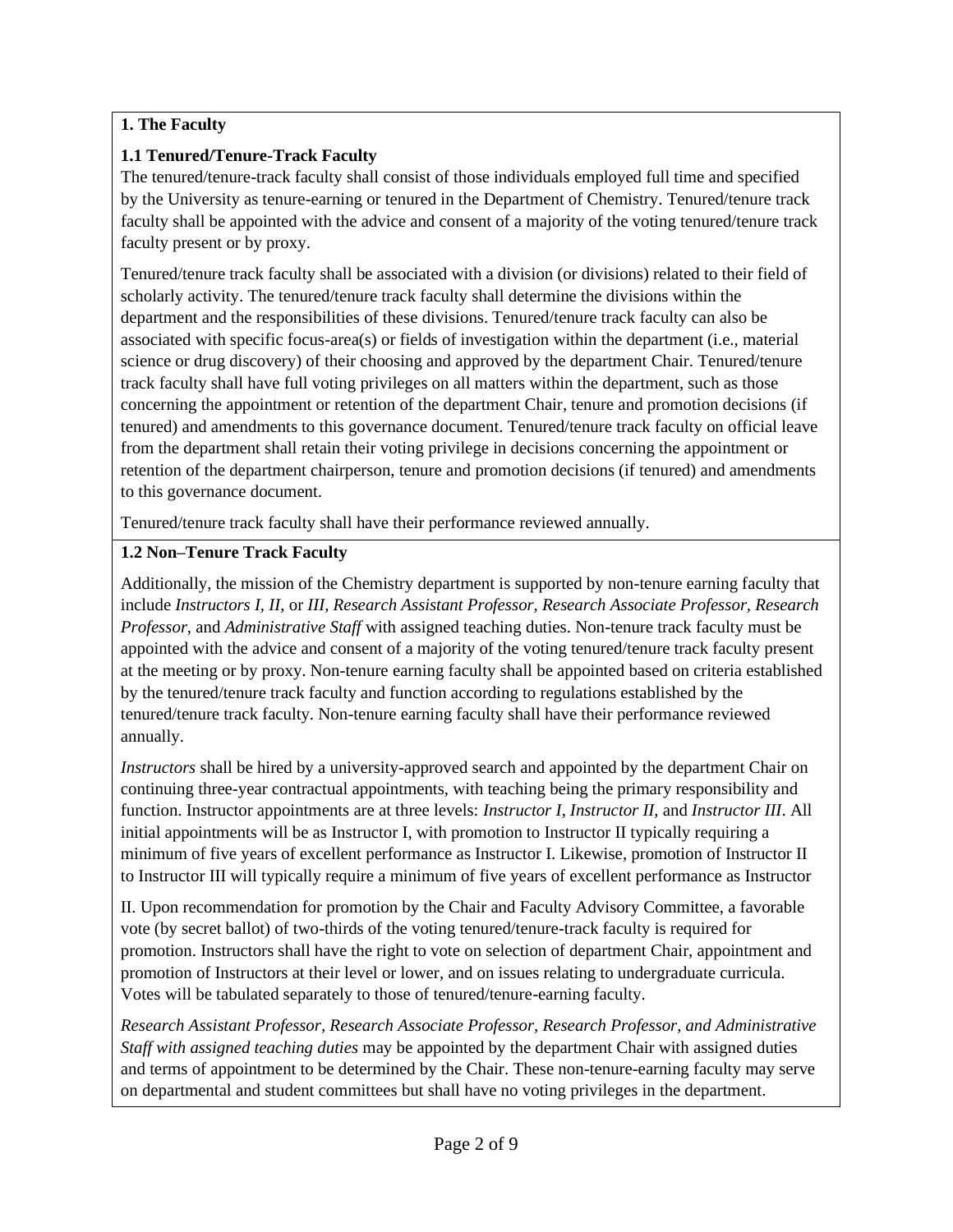## 1. The Faculty

### 1.1 Tenured/Tenure-Track Faculty

The tenured/tenure-track faculty shall consist of those individuals employed full time and specified by the University as tenure-earning or tenured in the Department of Chemistry. Tenured/tenure track faculty shall be appointed with the advice and consent of a majority of the voting tenured/tenure track faculty present or by proxy.

Tenured/tenure track faculty shall be associated with a division (or divisions) related to their field of scholarly activity. The tenured/tenure track faculty shall determine the divisions within the department and the responsibilities of these divisions. Tenured/tenure track faculty can also be associated with specific focus-area(s) or fields of investigation within the department (i.e., material science or drug discovery) of their choosing and approved by the department Chair. Tenured/tenure track faculty shall have full voting privileges on all matters within the department, such as those concerning the appointment or retention of the department Chair, tenure and promotion decisions (if tenured) and amendments to this governance document. Tenured/tenure track faculty on official leave from the department shall retain their voting privilege in decisions concerning the appointment or retention of the department chairperson, tenure and promotion decisions (if tenured) and amendments to this governance document.

Tenured/tenure track faculty shall have their performance reviewed annually.

### 1.2 Non–Tenure Track Faculty

Additionally, the mission of the Chemistry department is supported by non-tenure earning faculty that include *Instructors I, II,* or *III, Research Assistant Professor, Research Associate Professor, Research Professor*, and *Administrative Staff* with assigned teaching duties. Non-tenure track faculty must be appointed with the advice and consent of a majority of the voting tenured/tenure track faculty present at the meeting or by proxy. Non-tenure earning faculty shall be appointed based on criteria established by the tenured/tenure track faculty and function according to regulations established by the tenured/tenure track faculty. Non-tenure earning faculty shall have their performance reviewed annually.

*Instructors* shall be hired by a university-approved search and appointed by the department Chair on continuing three-year contractual appointments, with teaching being the primary responsibility and function. Instructor appointments are at three levels: *Instructor I*, *Instructor II*, and *Instructor III*. All initial appointments will be as Instructor I, with promotion to Instructor II typically requiring a minimum of five years of excellent performance as Instructor I. Likewise, promotion of Instructor II to Instructor III will typically require a minimum of five years of excellent performance as Instructor II. Upon recommendation for promotion by the Chair and Faculty Advisory Committee, a favorable vote (by secret ballot) of two-thirds of the voting tenured/tenure-track faculty is required for promotion. Instructors shall have the right to vote on selection of department Chair, appointment and promotion of Instructors at their level or lower, and on issues relating to undergraduate curricula. Votes will be tabulated separately to those of tenured/tenure-earning faculty.

*Research Assistant Professor, Research Associate Professor, Research Professor, and Administrative Staff with assigned teaching duties* may be appointed by the department Chair with assigned duties and terms of appointment to be determined by the Chair. These non-tenure-earning faculty may serve on departmental and student committees but shall have no voting privileges in the department.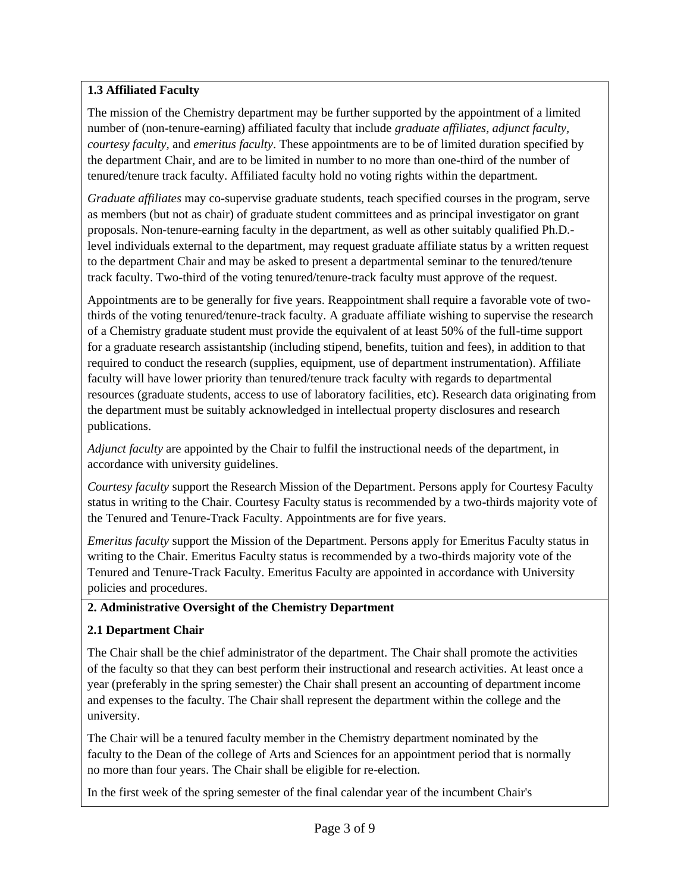**1.3 Affiliated Faculty**

The mission of the Chemistry department may be further supported by the appointment of a limited number of (non-tenure-earning) affiliated faculty that include *graduate affiliates, adjunct faculty, courtesy faculty*, and *emeritus faculty*. These appointments are to be of limited duration specified by the department Chair, and are to be limited in number to no more than one-third of the number of tenured/tenure track faculty. Affiliated faculty hold no voting rights within the department.

*Graduate affiliates* may co-supervise graduate students, teach specified courses in the program, serve as members (but not as chair) of graduate student committees and as principal investigator on grant proposals. Non-tenure-earning faculty in the department, as well as other suitably qualified Ph.D.-level individuals external to the department, may request graduate affiliate status by a written request to the department Chair and may be asked to present a departmental seminar to the tenured/tenure track faculty. Two-third of the voting tenured/tenure-track faculty must approve of the request.

Appointments are to be generally for five years. Reappointment shall require a favorable vote of two-thirds of the voting tenured/tenure-track faculty. A graduate affiliate wishing to supervise the research of a Chemistry graduate student must provide the equivalent of at least 50% of the full-time support for a graduate research assistantship (including stipend, benefits, tuition and fees), in addition to that required to conduct the research (supplies, equipment, use of department instrumentation). Affiliate faculty will have lower priority than tenured/tenure track faculty with regards to departmental resources (graduate students, access to use of laboratory facilities, etc). Research data originating from the department must be suitably acknowledged in intellectual property disclosures and research publications.

*Adjunct faculty* are appointed by the Chair to fulfil the instructional needs of the department, in accordance with university guidelines.

*Courtesy faculty* support the Research Mission of the Department. Persons apply for Courtesy Faculty status in writing to the Chair. Courtesy Faculty status is recommended by a two-thirds majority vote of the Tenured and Tenure-Track Faculty. Appointments are for five years.

*Emeritus faculty* support the Mission of the Department. Persons apply for Emeritus Faculty status in writing to the Chair. Emeritus Faculty status is recommended by a two-thirds majority vote of the Tenured and Tenure-Track Faculty. Emeritus Faculty are appointed in accordance with University policies and procedures.

**2. Administrative Oversight of the Chemistry Department**

**2.1 Department Chair**

The Chair shall be the chief administrator of the department. The Chair shall promote the activities of the faculty so that they can best perform their instructional and research activities. At least once a year (preferably in the spring semester) the Chair shall present an accounting of department income and expenses to the faculty. The Chair shall represent the department within the college and the university.

The Chair will be a tenured faculty member in the Chemistry department nominated by the faculty to the Dean of the college of Arts and Sciences for an appointment period that is normally no more than four years. The Chair shall be eligible for re-election.

In the first week of the spring semester of the final calendar year of the incumbent Chair's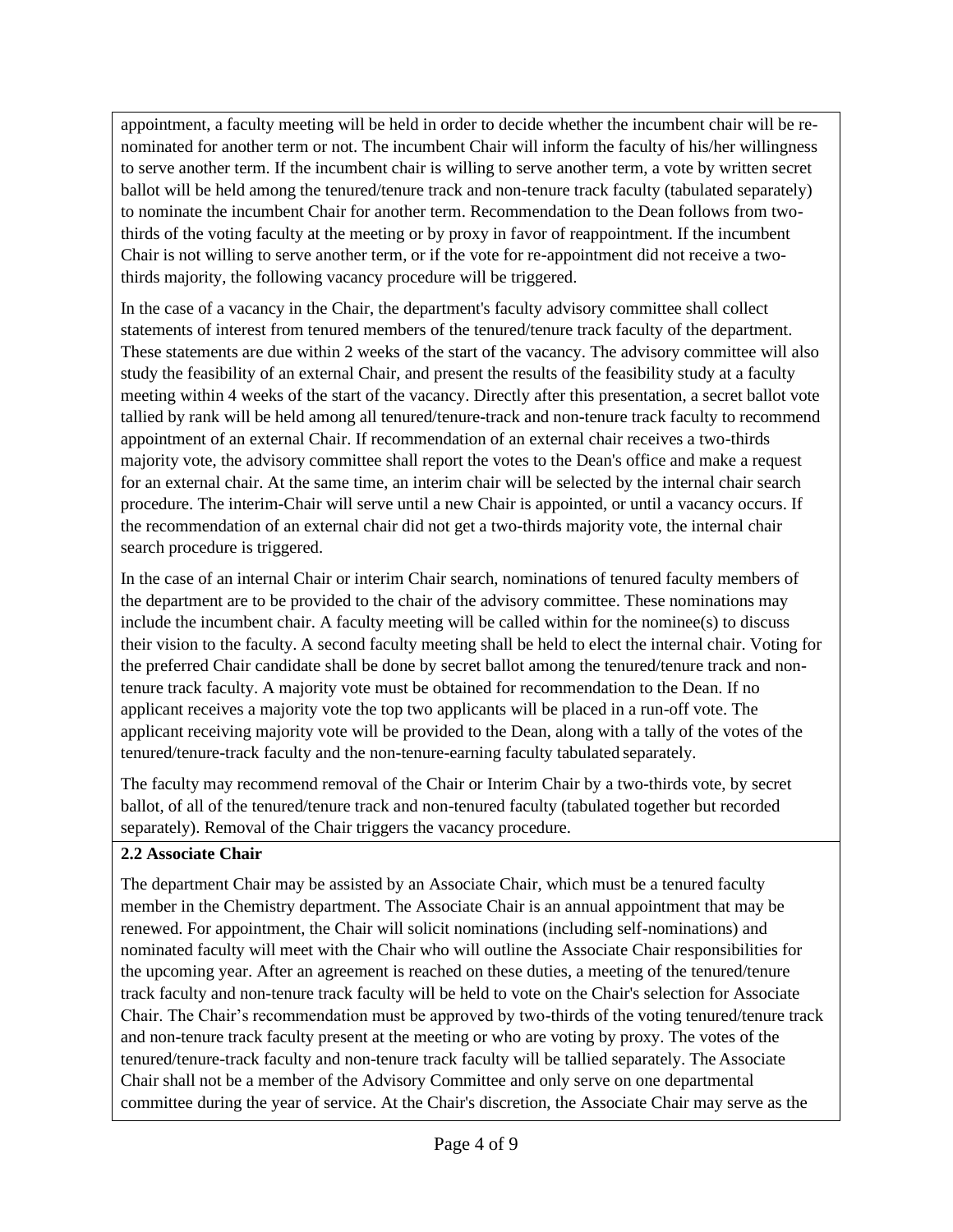appointment, a faculty meeting will be held in order to decide whether the incumbent chair will be re-nominated for another term or not. The incumbent Chair will inform the faculty of his/her willingness to serve another term. If the incumbent chair is willing to serve another term, a vote by written secret ballot will be held among the tenured/tenure track and non-tenure track faculty (tabulated separately) to nominate the incumbent Chair for another term. Recommendation to the Dean follows from two-thirds of the voting faculty at the meeting or by proxy in favor of reappointment. If the incumbent Chair is not willing to serve another term, or if the vote for re-appointment did not receive a two-thirds majority, the following vacancy procedure will be triggered.

In the case of a vacancy in the Chair, the department's faculty advisory committee shall collect statements of interest from tenured members of the tenured/tenure track faculty of the department. These statements are due within 2 weeks of the start of the vacancy. The advisory committee will also study the feasibility of an external Chair, and present the results of the feasibility study at a faculty meeting within 4 weeks of the start of the vacancy. Directly after this presentation, a secret ballot vote tallied by rank will be held among all tenured/tenure-track and non-tenure track faculty to recommend appointment of an external Chair. If recommendation of an external chair receives a two-thirds majority vote, the advisory committee shall report the votes to the Dean's office and make a request for an external chair. At the same time, an interim chair will be selected by the internal chair search procedure. The interim-Chair will serve until a new Chair is appointed, or until a vacancy occurs. If the recommendation of an external chair did not get a two-thirds majority vote, the internal chair search procedure is triggered.

In the case of an internal Chair or interim Chair search, nominations of tenured faculty members of the department are to be provided to the chair of the advisory committee. These nominations may include the incumbent chair. A faculty meeting will be called within for the nominee(s) to discuss their vision to the faculty. A second faculty meeting shall be held to elect the internal chair. Voting for the preferred Chair candidate shall be done by secret ballot among the tenured/tenure track and non-tenure track faculty. A majority vote must be obtained for recommendation to the Dean. If no applicant receives a majority vote the top two applicants will be placed in a run-off vote. The applicant receiving majority vote will be provided to the Dean, along with a tally of the votes of the tenured/tenure-track faculty and the non-tenure-earning faculty tabulated separately.

The faculty may recommend removal of the Chair or Interim Chair by a two-thirds vote, by secret ballot, of all of the tenured/tenure track and non-tenured faculty (tabulated together but recorded separately). Removal of the Chair triggers the vacancy procedure.

**2.2 Associate Chair**

The department Chair may be assisted by an Associate Chair, which must be a tenured faculty member in the Chemistry department. The Associate Chair is an annual appointment that may be renewed. For appointment, the Chair will solicit nominations (including self-nominations) and nominated faculty will meet with the Chair who will outline the Associate Chair responsibilities for the upcoming year. After an agreement is reached on these duties, a meeting of the tenured/tenure track faculty and non-tenure track faculty will be held to vote on the Chair's selection for Associate Chair. The Chair's recommendation must be approved by two-thirds of the voting tenured/tenure track and non-tenure track faculty present at the meeting or who are voting by proxy. The votes of the tenured/tenure-track faculty and non-tenure track faculty will be tallied separately. The Associate Chair shall not be a member of the Advisory Committee and only serve on one departmental committee during the year of service. At the Chair's discretion, the Associate Chair may serve as the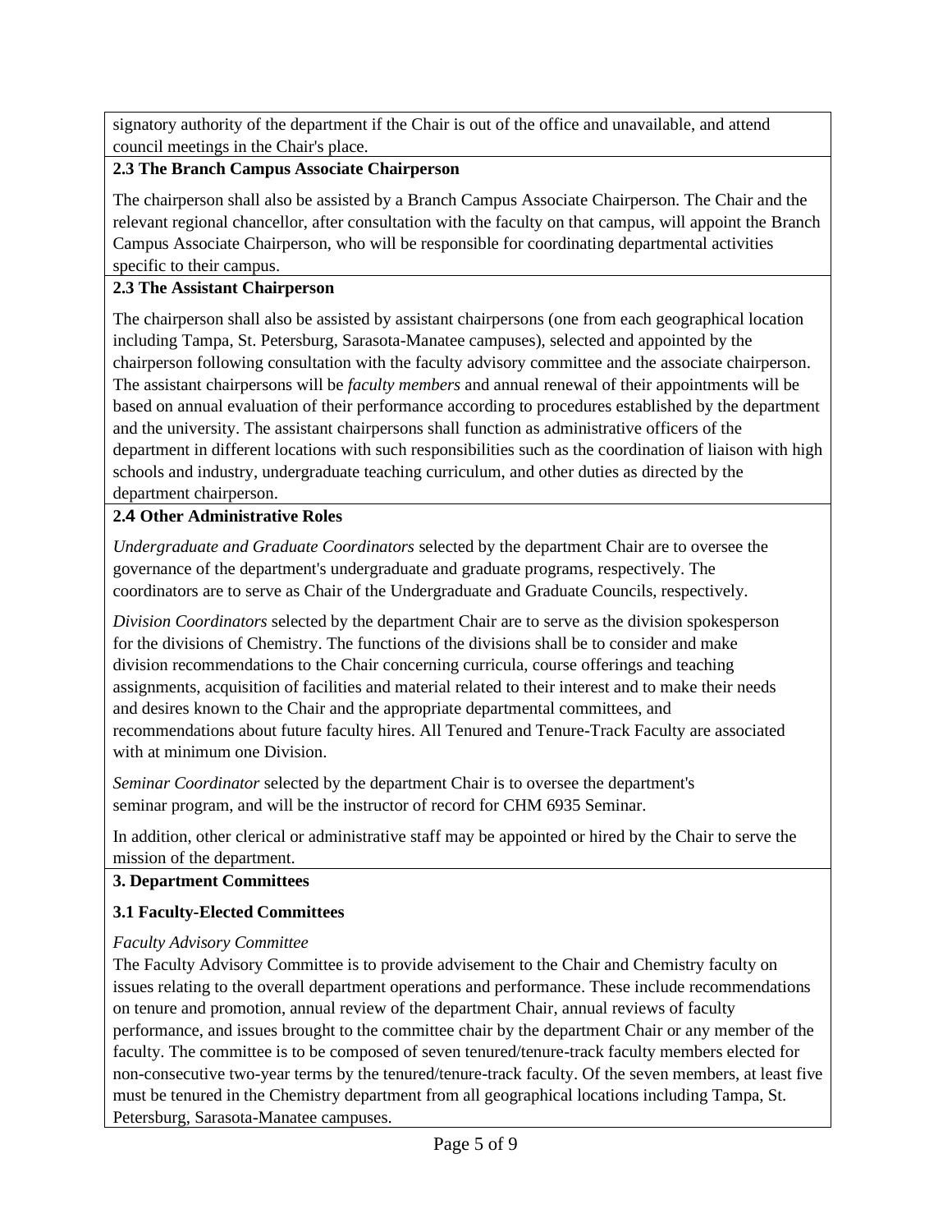signatory authority of the department if the Chair is out of the office and unavailable, and attend council meetings in the Chair's place.

**2.3 The Branch Campus Associate Chairperson**

The chairperson shall also be assisted by a Branch Campus Associate Chairperson. The Chair and the relevant regional chancellor, after consultation with the faculty on that campus, will appoint the Branch Campus Associate Chairperson, who will be responsible for coordinating departmental activities specific to their campus.

**2.3 The Assistant Chairperson**

The chairperson shall also be assisted by assistant chairpersons (one from each geographical location including Tampa, St. Petersburg, Sarasota-Manatee campuses), selected and appointed by the chairperson following consultation with the faculty advisory committee and the associate chairperson. The assistant chairpersons will be *faculty members* and annual renewal of their appointments will be based on annual evaluation of their performance according to procedures established by the department and the university. The assistant chairpersons shall function as administrative officers of the department in different locations with such responsibilities such as the coordination of liaison with high schools and industry, undergraduate teaching curriculum, and other duties as directed by the department chairperson.

**2.4 Other Administrative Roles**

*Undergraduate and Graduate Coordinators* selected by the department Chair are to oversee the governance of the department's undergraduate and graduate programs, respectively. The coordinators are to serve as Chair of the Undergraduate and Graduate Councils, respectively.

*Division Coordinators* selected by the department Chair are to serve as the division spokesperson for the divisions of Chemistry. The functions of the divisions shall be to consider and make division recommendations to the Chair concerning curricula, course offerings and teaching assignments, acquisition of facilities and material related to their interest and to make their needs and desires known to the Chair and the appropriate departmental committees, and recommendations about future faculty hires. All Tenured and Tenure-Track Faculty are associated with at minimum one Division.

*Seminar Coordinator* selected by the department Chair is to oversee the department's seminar program, and will be the instructor of record for CHM 6935 Seminar.

In addition, other clerical or administrative staff may be appointed or hired by the Chair to serve the mission of the department.

**3. Department Committees**

**3.1 Faculty-Elected Committees**

*Faculty Advisory Committee*

The Faculty Advisory Committee is to provide advisement to the Chair and Chemistry faculty on issues relating to the overall department operations and performance. These include recommendations on tenure and promotion, annual review of the department Chair, annual reviews of faculty performance, and issues brought to the committee chair by the department Chair or any member of the faculty. The committee is to be composed of seven tenured/tenure-track faculty members elected for non-consecutive two-year terms by the tenured/tenure-track faculty. Of the seven members, at least five must be tenured in the Chemistry department from all geographical locations including Tampa, St. Petersburg, Sarasota-Manatee campuses.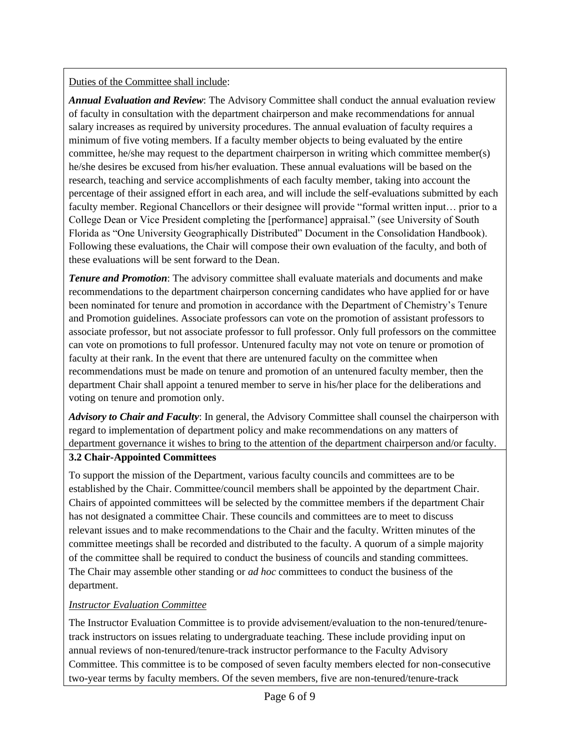Duties of the Committee shall include:

***Annual Evaluation and Review***: The Advisory Committee shall conduct the annual evaluation review of faculty in consultation with the department chairperson and make recommendations for annual salary increases as required by university procedures. The annual evaluation of faculty requires a minimum of five voting members. If a faculty member objects to being evaluated by the entire committee, he/she may request to the department chairperson in writing which committee member(s) he/she desires be excused from his/her evaluation. These annual evaluations will be based on the research, teaching and service accomplishments of each faculty member, taking into account the percentage of their assigned effort in each area, and will include the self-evaluations submitted by each faculty member. Regional Chancellors or their designee will provide "formal written input… prior to a College Dean or Vice President completing the [performance] appraisal." (see University of South Florida as "One University Geographically Distributed" Document in the Consolidation Handbook). Following these evaluations, the Chair will compose their own evaluation of the faculty, and both of these evaluations will be sent forward to the Dean.

***Tenure and Promotion***: The advisory committee shall evaluate materials and documents and make recommendations to the department chairperson concerning candidates who have applied for or have been nominated for tenure and promotion in accordance with the Department of Chemistry's Tenure and Promotion guidelines. Associate professors can vote on the promotion of assistant professors to associate professor, but not associate professor to full professor. Only full professors on the committee can vote on promotions to full professor. Untenured faculty may not vote on tenure or promotion of faculty at their rank. In the event that there are untenured faculty on the committee when recommendations must be made on tenure and promotion of an untenured faculty member, then the department Chair shall appoint a tenured member to serve in his/her place for the deliberations and voting on tenure and promotion only.

***Advisory to Chair and Faculty***: In general, the Advisory Committee shall counsel the chairperson with regard to implementation of department policy and make recommendations on any matters of department governance it wishes to bring to the attention of the department chairperson and/or faculty.

### 3.2 Chair-Appointed Committees

To support the mission of the Department, various faculty councils and committees are to be established by the Chair. Committee/council members shall be appointed by the department Chair. Chairs of appointed committees will be selected by the committee members if the department Chair has not designated a committee Chair. These councils and committees are to meet to discuss relevant issues and to make recommendations to the Chair and the faculty. Written minutes of the committee meetings shall be recorded and distributed to the faculty. A quorum of a simple majority of the committee shall be required to conduct the business of councils and standing committees. The Chair may assemble other standing or *ad hoc* committees to conduct the business of the department.

*Instructor Evaluation Committee*

The Instructor Evaluation Committee is to provide advisement/evaluation to the non-tenured/tenure-track instructors on issues relating to undergraduate teaching. These include providing input on annual reviews of non-tenured/tenure-track instructor performance to the Faculty Advisory Committee. This committee is to be composed of seven faculty members elected for non-consecutive two-year terms by faculty members. Of the seven members, five are non-tenured/tenure-track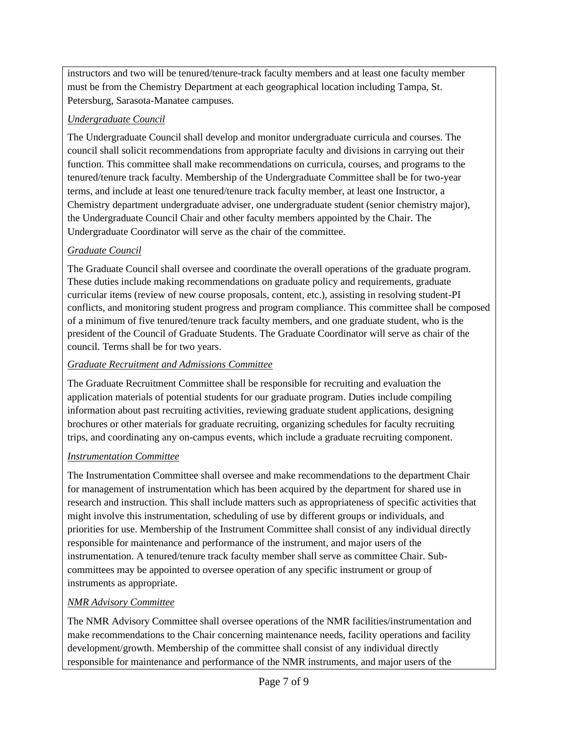instructors and two will be tenured/tenure-track faculty members and at least one faculty member must be from the Chemistry Department at each geographical location including Tampa, St. Petersburg, Sarasota-Manatee campuses.

*Undergraduate Council*

The Undergraduate Council shall develop and monitor undergraduate curricula and courses. The council shall solicit recommendations from appropriate faculty and divisions in carrying out their function. This committee shall make recommendations on curricula, courses, and programs to the tenured/tenure track faculty. Membership of the Undergraduate Committee shall be for two-year terms, and include at least one tenured/tenure track faculty member, at least one Instructor, a Chemistry department undergraduate adviser, one undergraduate student (senior chemistry major), the Undergraduate Council Chair and other faculty members appointed by the Chair. The Undergraduate Coordinator will serve as the chair of the committee.

*Graduate Council*

The Graduate Council shall oversee and coordinate the overall operations of the graduate program. These duties include making recommendations on graduate policy and requirements, graduate curricular items (review of new course proposals, content, etc.), assisting in resolving student-PI conflicts, and monitoring student progress and program compliance. This committee shall be composed of a minimum of five tenured/tenure track faculty members, and one graduate student, who is the president of the Council of Graduate Students. The Graduate Coordinator will serve as chair of the council. Terms shall be for two years.

*Graduate Recruitment and Admissions Committee*

The Graduate Recruitment Committee shall be responsible for recruiting and evaluation the application materials of potential students for our graduate program. Duties include compiling information about past recruiting activities, reviewing graduate student applications, designing brochures or other materials for graduate recruiting, organizing schedules for faculty recruiting trips, and coordinating any on-campus events, which include a graduate recruiting component.

*Instrumentation Committee*

The Instrumentation Committee shall oversee and make recommendations to the department Chair for management of instrumentation which has been acquired by the department for shared use in research and instruction. This shall include matters such as appropriateness of specific activities that might involve this instrumentation, scheduling of use by different groups or individuals, and priorities for use. Membership of the Instrument Committee shall consist of any individual directly responsible for maintenance and performance of the instrument, and major users of the instrumentation. A tenured/tenure track faculty member shall serve as committee Chair. Sub-committees may be appointed to oversee operation of any specific instrument or group of instruments as appropriate.

*NMR Advisory Committee*

The NMR Advisory Committee shall oversee operations of the NMR facilities/instrumentation and make recommendations to the Chair concerning maintenance needs, facility operations and facility development/growth. Membership of the committee shall consist of any individual directly responsible for maintenance and performance of the NMR instruments, and major users of the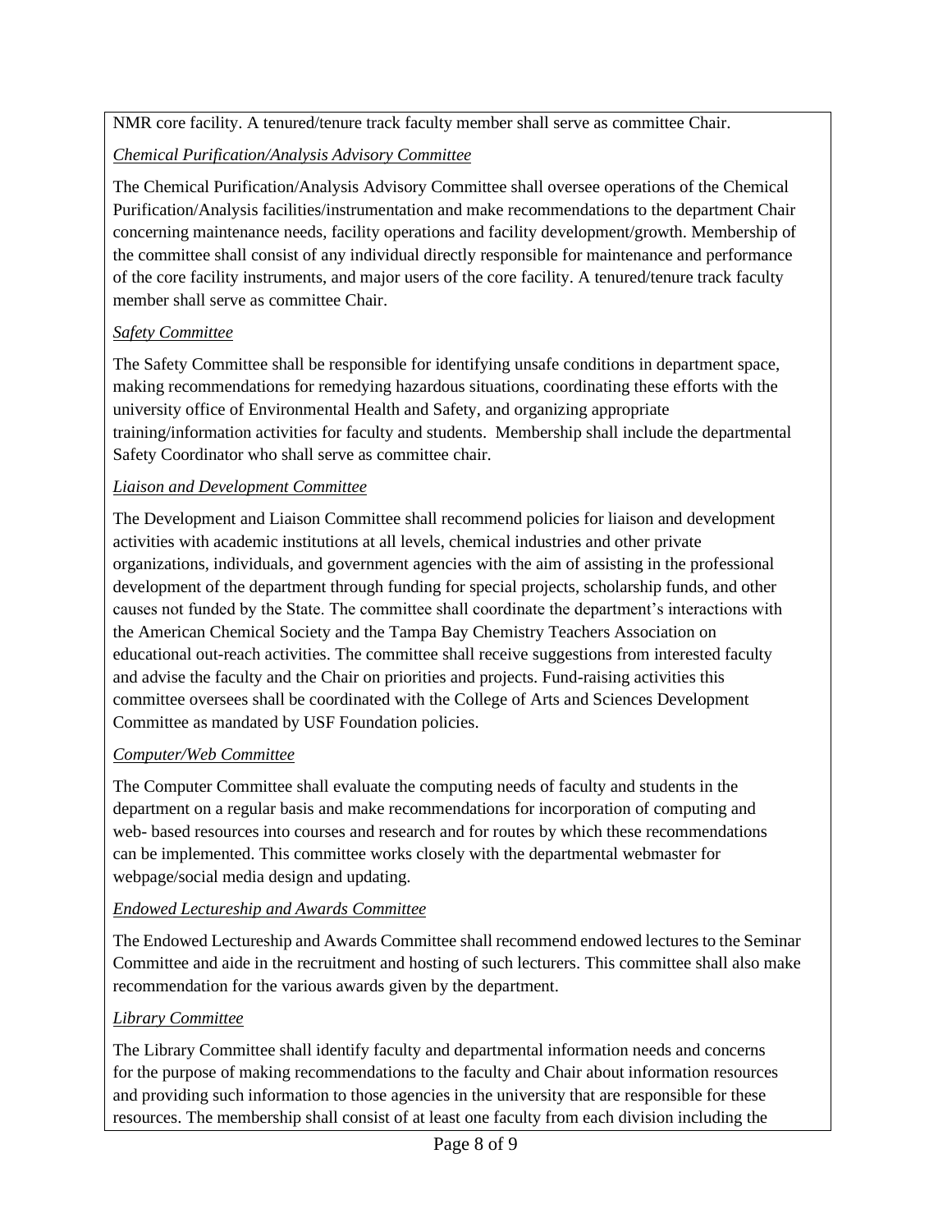NMR core facility. A tenured/tenure track faculty member shall serve as committee Chair.

*Chemical Purification/Analysis Advisory Committee*

The Chemical Purification/Analysis Advisory Committee shall oversee operations of the Chemical Purification/Analysis facilities/instrumentation and make recommendations to the department Chair concerning maintenance needs, facility operations and facility development/growth. Membership of the committee shall consist of any individual directly responsible for maintenance and performance of the core facility instruments, and major users of the core facility. A tenured/tenure track faculty member shall serve as committee Chair.

*Safety Committee*

The Safety Committee shall be responsible for identifying unsafe conditions in department space, making recommendations for remedying hazardous situations, coordinating these efforts with the university office of Environmental Health and Safety, and organizing appropriate training/information activities for faculty and students. Membership shall include the departmental Safety Coordinator who shall serve as committee chair.

*Liaison and Development Committee*

The Development and Liaison Committee shall recommend policies for liaison and development activities with academic institutions at all levels, chemical industries and other private organizations, individuals, and government agencies with the aim of assisting in the professional development of the department through funding for special projects, scholarship funds, and other causes not funded by the State. The committee shall coordinate the department's interactions with the American Chemical Society and the Tampa Bay Chemistry Teachers Association on educational out-reach activities. The committee shall receive suggestions from interested faculty and advise the faculty and the Chair on priorities and projects. Fund-raising activities this committee oversees shall be coordinated with the College of Arts and Sciences Development Committee as mandated by USF Foundation policies.

*Computer/Web Committee*

The Computer Committee shall evaluate the computing needs of faculty and students in the department on a regular basis and make recommendations for incorporation of computing and web- based resources into courses and research and for routes by which these recommendations can be implemented. This committee works closely with the departmental webmaster for webpage/social media design and updating.

*Endowed Lectureship and Awards Committee*

The Endowed Lectureship and Awards Committee shall recommend endowed lectures to the Seminar Committee and aide in the recruitment and hosting of such lecturers. This committee shall also make recommendation for the various awards given by the department.

*Library Committee*

The Library Committee shall identify faculty and departmental information needs and concerns for the purpose of making recommendations to the faculty and Chair about information resources and providing such information to those agencies in the university that are responsible for these resources. The membership shall consist of at least one faculty from each division including the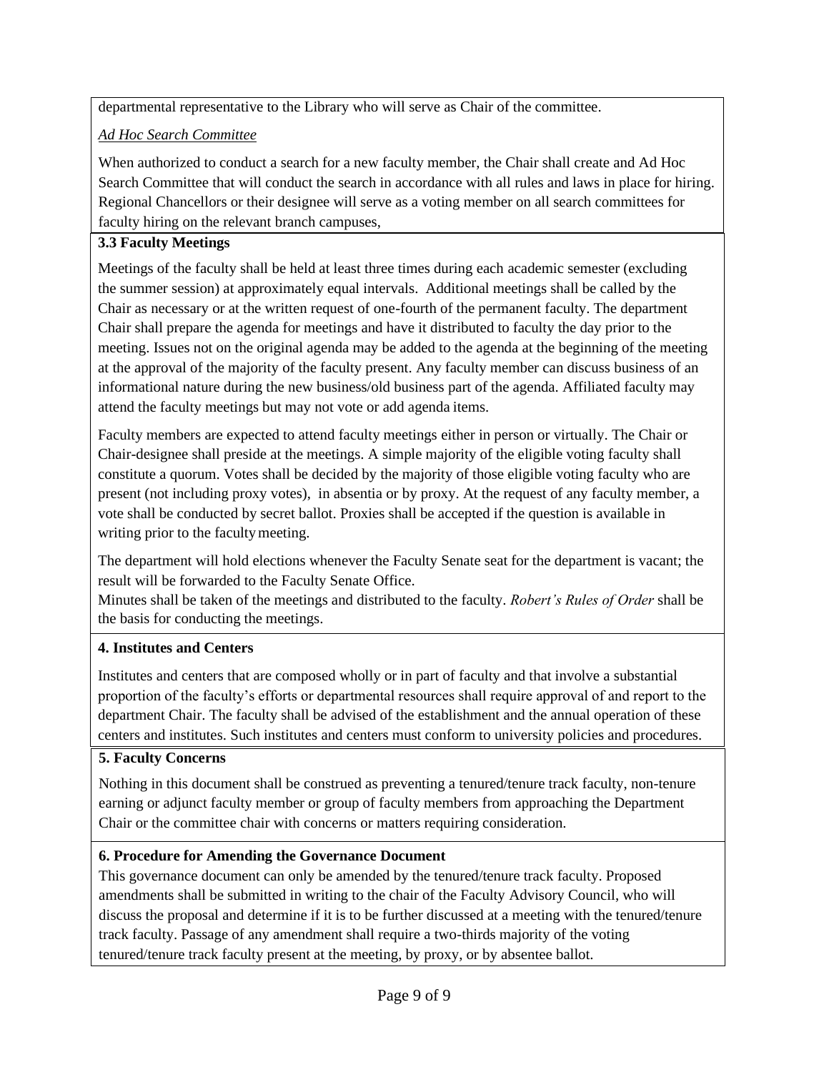departmental representative to the Library who will serve as Chair of the committee.

*Ad Hoc Search Committee*

When authorized to conduct a search for a new faculty member, the Chair shall create and Ad Hoc Search Committee that will conduct the search in accordance with all rules and laws in place for hiring. Regional Chancellors or their designee will serve as a voting member on all search committees for faculty hiring on the relevant branch campuses,

### 3.3 Faculty Meetings

Meetings of the faculty shall be held at least three times during each academic semester (excluding the summer session) at approximately equal intervals. Additional meetings shall be called by the Chair as necessary or at the written request of one-fourth of the permanent faculty. The department Chair shall prepare the agenda for meetings and have it distributed to faculty the day prior to the meeting. Issues not on the original agenda may be added to the agenda at the beginning of the meeting at the approval of the majority of the faculty present. Any faculty member can discuss business of an informational nature during the new business/old business part of the agenda. Affiliated faculty may attend the faculty meetings but may not vote or add agenda items.

Faculty members are expected to attend faculty meetings either in person or virtually. The Chair or Chair-designee shall preside at the meetings. A simple majority of the eligible voting faculty shall constitute a quorum. Votes shall be decided by the majority of those eligible voting faculty who are present (not including proxy votes), in absentia or by proxy. At the request of any faculty member, a vote shall be conducted by secret ballot. Proxies shall be accepted if the question is available in writing prior to the faculty meeting.

The department will hold elections whenever the Faculty Senate seat for the department is vacant; the result will be forwarded to the Faculty Senate Office.
Minutes shall be taken of the meetings and distributed to the faculty. *Robert's Rules of Order* shall be the basis for conducting the meetings.

## 4. Institutes and Centers

Institutes and centers that are composed wholly or in part of faculty and that involve a substantial proportion of the faculty's efforts or departmental resources shall require approval of and report to the department Chair. The faculty shall be advised of the establishment and the annual operation of these centers and institutes. Such institutes and centers must conform to university policies and procedures.

## 5. Faculty Concerns

Nothing in this document shall be construed as preventing a tenured/tenure track faculty, non-tenure earning or adjunct faculty member or group of faculty members from approaching the Department Chair or the committee chair with concerns or matters requiring consideration.

## 6. Procedure for Amending the Governance Document

This governance document can only be amended by the tenured/tenure track faculty. Proposed amendments shall be submitted in writing to the chair of the Faculty Advisory Council, who will discuss the proposal and determine if it is to be further discussed at a meeting with the tenured/tenure track faculty. Passage of any amendment shall require a two-thirds majority of the voting tenured/tenure track faculty present at the meeting, by proxy, or by absentee ballot.